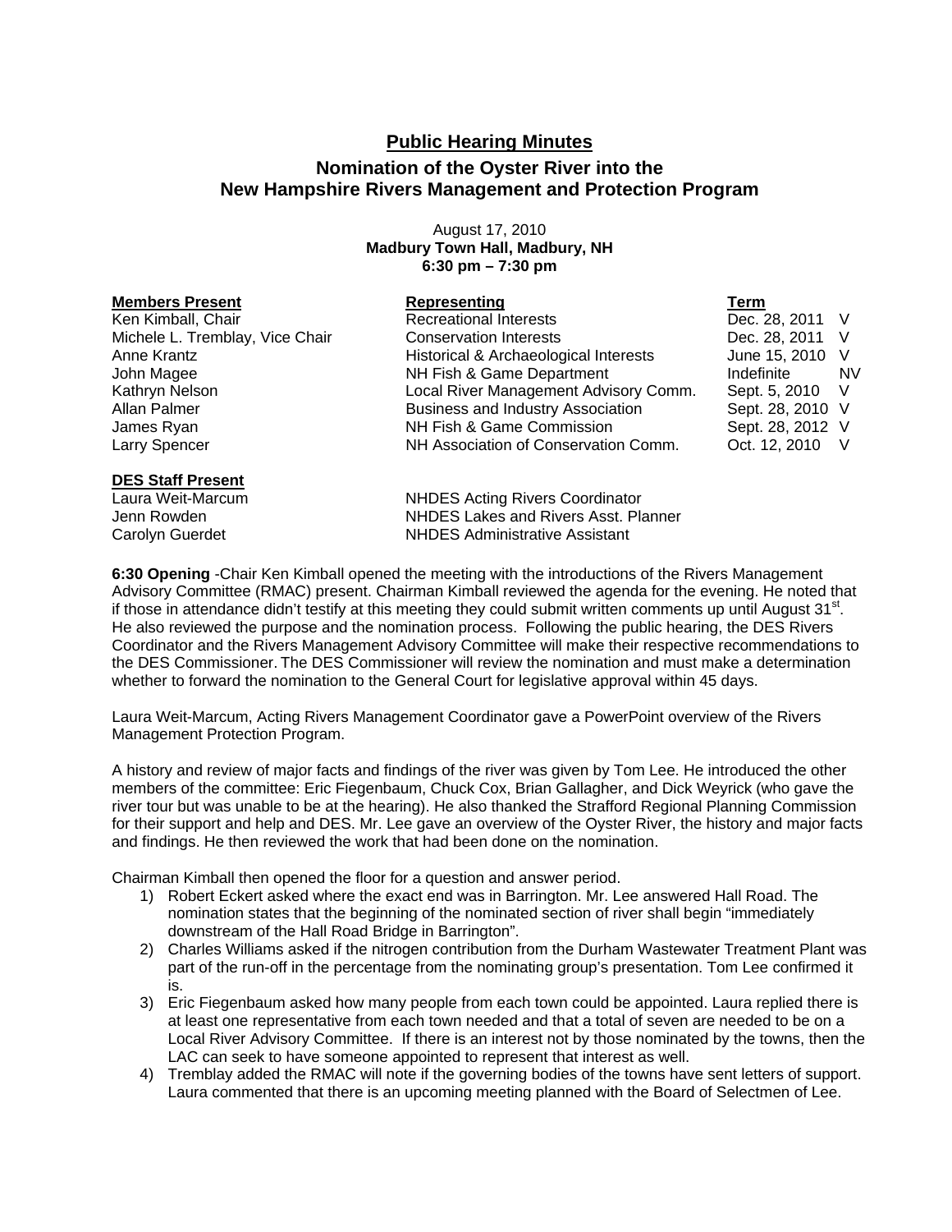# Public Hearing Minutes

## Nomination of the Oyster River into the New Hampshire Rivers Management and Protection Program

August 17, 2010
**Madbury Town Hall, Madbury, NH**
**6:30 pm – 7:30 pm**

| **Members Present** | **Representing** | **Term** | |
|---|---|---|---|
| Ken Kimball, Chair | Recreational Interests | Dec. 28, 2011 | V |
| Michele L. Tremblay, Vice Chair | Conservation Interests | Dec. 28, 2011 | V |
| Anne Krantz | Historical & Archaeological Interests | June 15, 2010 | V |
| John Magee | NH Fish & Game Department | Indefinite | NV |
| Kathryn Nelson | Local River Management Advisory Comm. | Sept. 5, 2010 | V |
| Allan Palmer | Business and Industry Association | Sept. 28, 2010 | V |
| James Ryan | NH Fish & Game Commission | Sept. 28, 2012 | V |
| Larry Spencer | NH Association of Conservation Comm. | Oct. 12, 2010 | V |

| **DES Staff Present** | |
|---|---|
| Laura Weit-Marcum | NHDES Acting Rivers Coordinator |
| Jenn Rowden | NHDES Lakes and Rivers Asst. Planner |
| Carolyn Guerdet | NHDES Administrative Assistant |

**6:30 Opening** -Chair Ken Kimball opened the meeting with the introductions of the Rivers Management Advisory Committee (RMAC) present. Chairman Kimball reviewed the agenda for the evening. He noted that if those in attendance didn't testify at this meeting they could submit written comments up until August 31st. He also reviewed the purpose and the nomination process. Following the public hearing, the DES Rivers Coordinator and the Rivers Management Advisory Committee will make their respective recommendations to the DES Commissioner. The DES Commissioner will review the nomination and must make a determination whether to forward the nomination to the General Court for legislative approval within 45 days.

Laura Weit-Marcum, Acting Rivers Management Coordinator gave a PowerPoint overview of the Rivers Management Protection Program.

A history and review of major facts and findings of the river was given by Tom Lee. He introduced the other members of the committee: Eric Fiegenbaum, Chuck Cox, Brian Gallagher, and Dick Weyrick (who gave the river tour but was unable to be at the hearing). He also thanked the Strafford Regional Planning Commission for their support and help and DES. Mr. Lee gave an overview of the Oyster River, the history and major facts and findings. He then reviewed the work that had been done on the nomination.

Chairman Kimball then opened the floor for a question and answer period.

1) Robert Eckert asked where the exact end was in Barrington. Mr. Lee answered Hall Road. The nomination states that the beginning of the nominated section of river shall begin "immediately downstream of the Hall Road Bridge in Barrington".
2) Charles Williams asked if the nitrogen contribution from the Durham Wastewater Treatment Plant was part of the run-off in the percentage from the nominating group's presentation. Tom Lee confirmed it is.
3) Eric Fiegenbaum asked how many people from each town could be appointed. Laura replied there is at least one representative from each town needed and that a total of seven are needed to be on a Local River Advisory Committee. If there is an interest not by those nominated by the towns, then the LAC can seek to have someone appointed to represent that interest as well.
4) Tremblay added the RMAC will note if the governing bodies of the towns have sent letters of support. Laura commented that there is an upcoming meeting planned with the Board of Selectmen of Lee.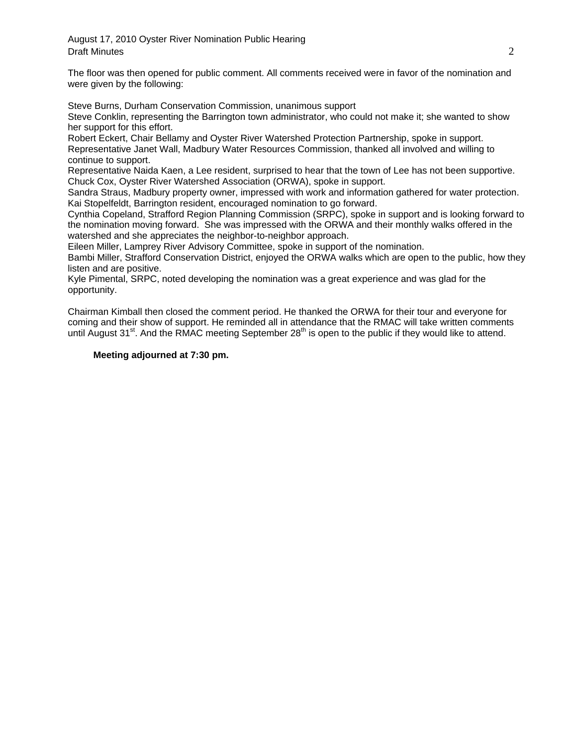The floor was then opened for public comment. All comments received were in favor of the nomination and were given by the following:

Steve Burns, Durham Conservation Commission, unanimous support
Steve Conklin, representing the Barrington town administrator, who could not make it; she wanted to show her support for this effort.
Robert Eckert, Chair Bellamy and Oyster River Watershed Protection Partnership, spoke in support.
Representative Janet Wall, Madbury Water Resources Commission, thanked all involved and willing to continue to support.
Representative Naida Kaen, a Lee resident, surprised to hear that the town of Lee has not been supportive.
Chuck Cox, Oyster River Watershed Association (ORWA), spoke in support.
Sandra Straus, Madbury property owner, impressed with work and information gathered for water protection.
Kai Stopelfeldt, Barrington resident, encouraged nomination to go forward.
Cynthia Copeland, Strafford Region Planning Commission (SRPC), spoke in support and is looking forward to the nomination moving forward. She was impressed with the ORWA and their monthly walks offered in the watershed and she appreciates the neighbor-to-neighbor approach.
Eileen Miller, Lamprey River Advisory Committee, spoke in support of the nomination.
Bambi Miller, Strafford Conservation District, enjoyed the ORWA walks which are open to the public, how they listen and are positive.
Kyle Pimental, SRPC, noted developing the nomination was a great experience and was glad for the opportunity.

Chairman Kimball then closed the comment period. He thanked the ORWA for their tour and everyone for coming and their show of support. He reminded all in attendance that the RMAC will take written comments until August 31st. And the RMAC meeting September 28th is open to the public if they would like to attend.

**Meeting adjourned at 7:30 pm.**